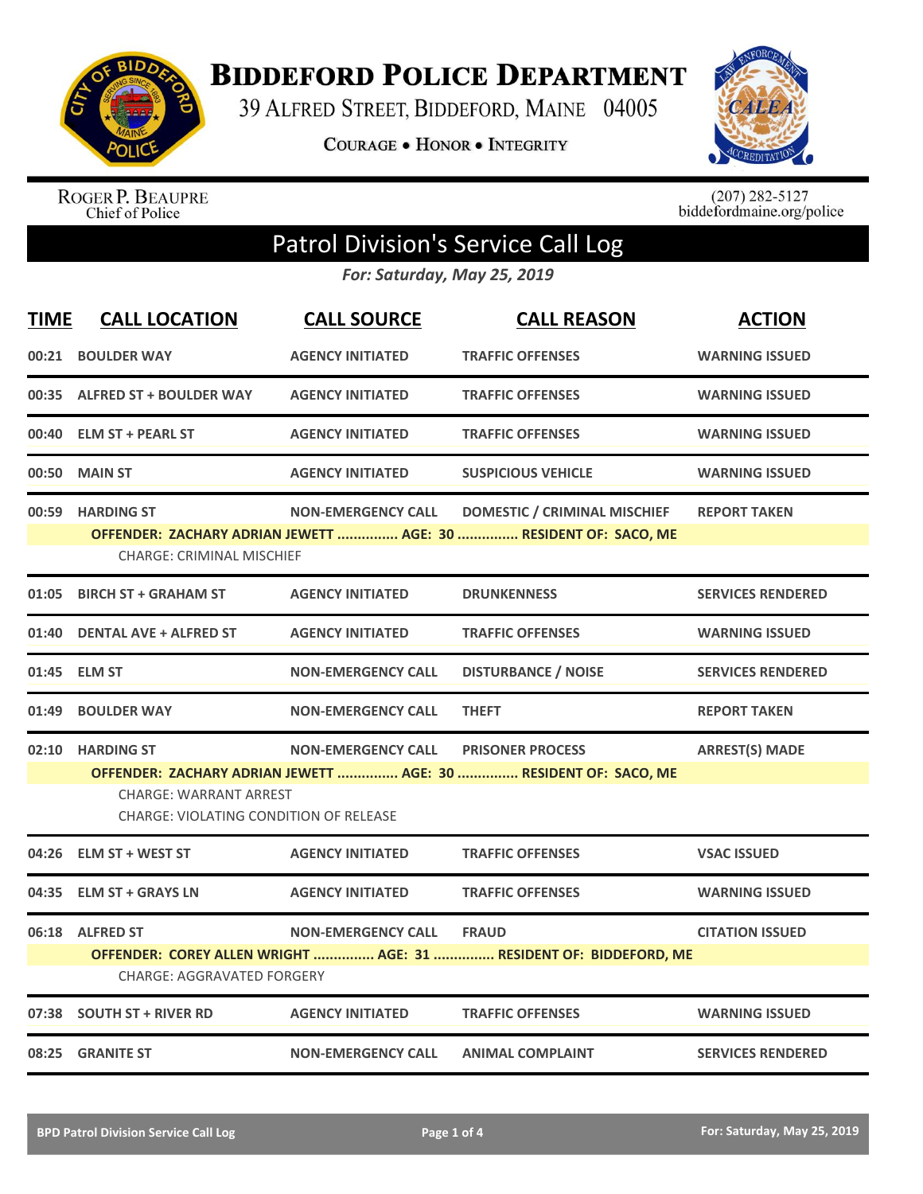# Biddeford Police Department

39 Alfred Street, Biddeford, Maine 04005

**Courage • Honor • Integrity**

Roger P. Beaupre
Chief of Police

(207) 282-5127
biddefordmaine.org/police

## Patrol Division's Service Call Log

***For: Saturday, May 25, 2019***

| TIME | CALL LOCATION | CALL SOURCE | CALL REASON | ACTION |
|---|---|---|---|---|
| 00:21 | BOULDER WAY | AGENCY INITIATED | TRAFFIC OFFENSES | WARNING ISSUED |
| 00:35 | ALFRED ST + BOULDER WAY | AGENCY INITIATED | TRAFFIC OFFENSES | WARNING ISSUED |
| 00:40 | ELM ST + PEARL ST | AGENCY INITIATED | TRAFFIC OFFENSES | WARNING ISSUED |
| 00:50 | MAIN ST | AGENCY INITIATED | SUSPICIOUS VEHICLE | WARNING ISSUED |
| 00:59 | HARDING ST | NON-EMERGENCY CALL | DOMESTIC / CRIMINAL MISCHIEF | REPORT TAKEN |
| | OFFENDER: ZACHARY ADRIAN JEWETT ............... AGE: 30 ............... RESIDENT OF: SACO, ME | | | |
| | CHARGE: CRIMINAL MISCHIEF | | | |
| 01:05 | BIRCH ST + GRAHAM ST | AGENCY INITIATED | DRUNKENNESS | SERVICES RENDERED |
| 01:40 | DENTAL AVE + ALFRED ST | AGENCY INITIATED | TRAFFIC OFFENSES | WARNING ISSUED |
| 01:45 | ELM ST | NON-EMERGENCY CALL | DISTURBANCE / NOISE | SERVICES RENDERED |
| 01:49 | BOULDER WAY | NON-EMERGENCY CALL | THEFT | REPORT TAKEN |
| 02:10 | HARDING ST | NON-EMERGENCY CALL | PRISONER PROCESS | ARREST(S) MADE |
| | OFFENDER: ZACHARY ADRIAN JEWETT ............... AGE: 30 ............... RESIDENT OF: SACO, ME | | | |
| | CHARGE: WARRANT ARREST | | | |
| | CHARGE: VIOLATING CONDITION OF RELEASE | | | |
| 04:26 | ELM ST + WEST ST | AGENCY INITIATED | TRAFFIC OFFENSES | VSAC ISSUED |
| 04:35 | ELM ST + GRAYS LN | AGENCY INITIATED | TRAFFIC OFFENSES | WARNING ISSUED |
| 06:18 | ALFRED ST | NON-EMERGENCY CALL | FRAUD | CITATION ISSUED |
| | OFFENDER: COREY ALLEN WRIGHT ............... AGE: 31 ............... RESIDENT OF: BIDDEFORD, ME | | | |
| | CHARGE: AGGRAVATED FORGERY | | | |
| 07:38 | SOUTH ST + RIVER RD | AGENCY INITIATED | TRAFFIC OFFENSES | WARNING ISSUED |
| 08:25 | GRANITE ST | NON-EMERGENCY CALL | ANIMAL COMPLAINT | SERVICES RENDERED |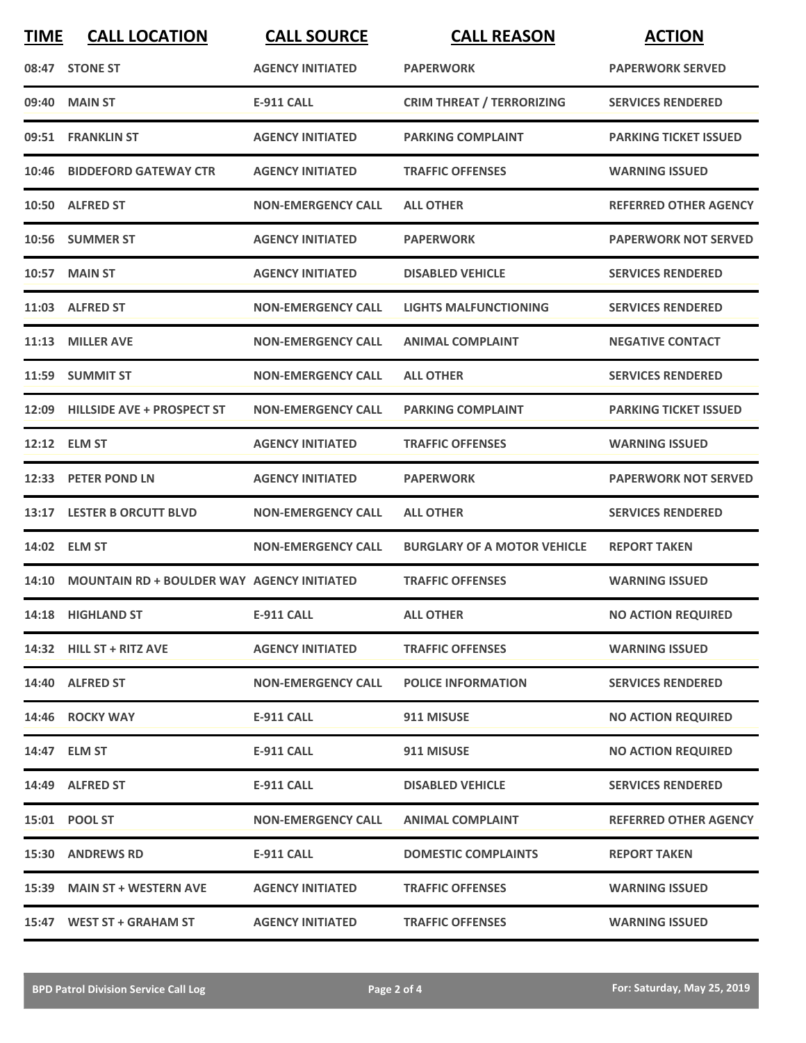| TIME | CALL LOCATION | CALL SOURCE | CALL REASON | ACTION |
| --- | --- | --- | --- | --- |
| 08:47 | STONE ST | AGENCY INITIATED | PAPERWORK | PAPERWORK SERVED |
| 09:40 | MAIN ST | E-911 CALL | CRIM THREAT / TERRORIZING | SERVICES RENDERED |
| 09:51 | FRANKLIN ST | AGENCY INITIATED | PARKING COMPLAINT | PARKING TICKET ISSUED |
| 10:46 | BIDDEFORD GATEWAY CTR | AGENCY INITIATED | TRAFFIC OFFENSES | WARNING ISSUED |
| 10:50 | ALFRED ST | NON-EMERGENCY CALL | ALL OTHER | REFERRED OTHER AGENCY |
| 10:56 | SUMMER ST | AGENCY INITIATED | PAPERWORK | PAPERWORK NOT SERVED |
| 10:57 | MAIN ST | AGENCY INITIATED | DISABLED VEHICLE | SERVICES RENDERED |
| 11:03 | ALFRED ST | NON-EMERGENCY CALL | LIGHTS MALFUNCTIONING | SERVICES RENDERED |
| 11:13 | MILLER AVE | NON-EMERGENCY CALL | ANIMAL COMPLAINT | NEGATIVE CONTACT |
| 11:59 | SUMMIT ST | NON-EMERGENCY CALL | ALL OTHER | SERVICES RENDERED |
| 12:09 | HILLSIDE AVE + PROSPECT ST | NON-EMERGENCY CALL | PARKING COMPLAINT | PARKING TICKET ISSUED |
| 12:12 | ELM ST | AGENCY INITIATED | TRAFFIC OFFENSES | WARNING ISSUED |
| 12:33 | PETER POND LN | AGENCY INITIATED | PAPERWORK | PAPERWORK NOT SERVED |
| 13:17 | LESTER B ORCUTT BLVD | NON-EMERGENCY CALL | ALL OTHER | SERVICES RENDERED |
| 14:02 | ELM ST | NON-EMERGENCY CALL | BURGLARY OF A MOTOR VEHICLE | REPORT TAKEN |
| 14:10 | MOUNTAIN RD + BOULDER WAY | AGENCY INITIATED | TRAFFIC OFFENSES | WARNING ISSUED |
| 14:18 | HIGHLAND ST | E-911 CALL | ALL OTHER | NO ACTION REQUIRED |
| 14:32 | HILL ST + RITZ AVE | AGENCY INITIATED | TRAFFIC OFFENSES | WARNING ISSUED |
| 14:40 | ALFRED ST | NON-EMERGENCY CALL | POLICE INFORMATION | SERVICES RENDERED |
| 14:46 | ROCKY WAY | E-911 CALL | 911 MISUSE | NO ACTION REQUIRED |
| 14:47 | ELM ST | E-911 CALL | 911 MISUSE | NO ACTION REQUIRED |
| 14:49 | ALFRED ST | E-911 CALL | DISABLED VEHICLE | SERVICES RENDERED |
| 15:01 | POOL ST | NON-EMERGENCY CALL | ANIMAL COMPLAINT | REFERRED OTHER AGENCY |
| 15:30 | ANDREWS RD | E-911 CALL | DOMESTIC COMPLAINTS | REPORT TAKEN |
| 15:39 | MAIN ST + WESTERN AVE | AGENCY INITIATED | TRAFFIC OFFENSES | WARNING ISSUED |
| 15:47 | WEST ST + GRAHAM ST | AGENCY INITIATED | TRAFFIC OFFENSES | WARNING ISSUED |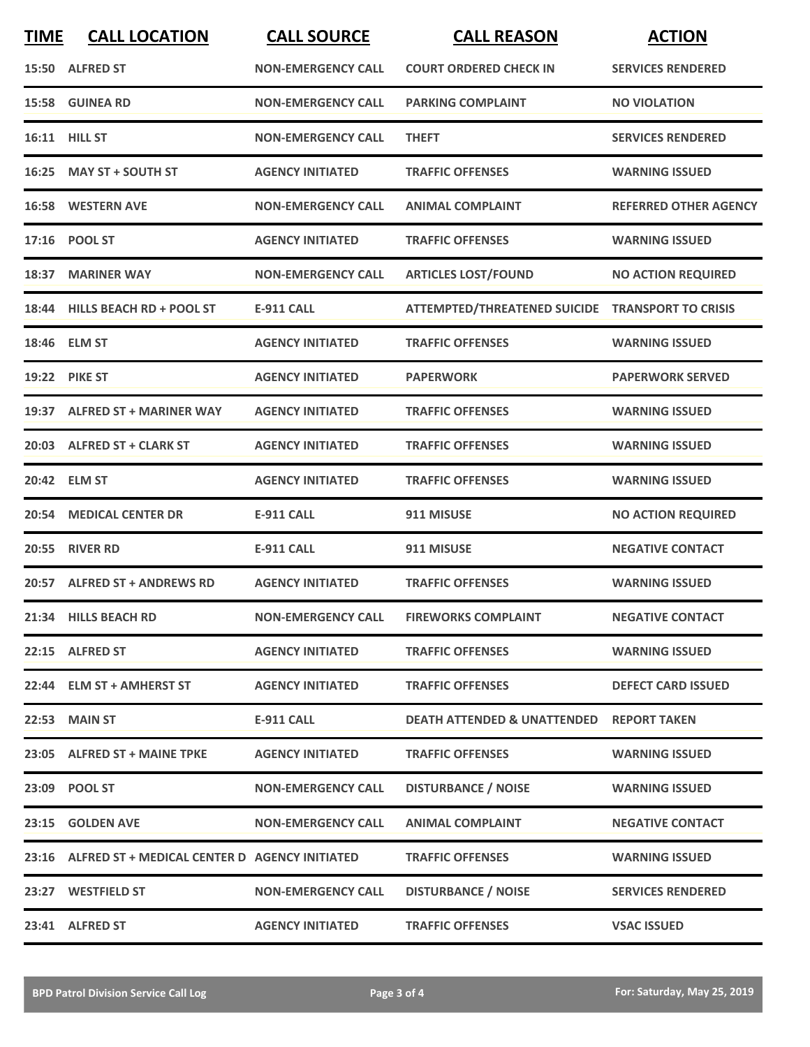| TIME | CALL LOCATION | CALL SOURCE | CALL REASON | ACTION |
|---|---|---|---|---|
| 15:50 | ALFRED ST | NON-EMERGENCY CALL | COURT ORDERED CHECK IN | SERVICES RENDERED |
| 15:58 | GUINEA RD | NON-EMERGENCY CALL | PARKING COMPLAINT | NO VIOLATION |
| 16:11 | HILL ST | NON-EMERGENCY CALL | THEFT | SERVICES RENDERED |
| 16:25 | MAY ST + SOUTH ST | AGENCY INITIATED | TRAFFIC OFFENSES | WARNING ISSUED |
| 16:58 | WESTERN AVE | NON-EMERGENCY CALL | ANIMAL COMPLAINT | REFERRED OTHER AGENCY |
| 17:16 | POOL ST | AGENCY INITIATED | TRAFFIC OFFENSES | WARNING ISSUED |
| 18:37 | MARINER WAY | NON-EMERGENCY CALL | ARTICLES LOST/FOUND | NO ACTION REQUIRED |
| 18:44 | HILLS BEACH RD + POOL ST | E-911 CALL | ATTEMPTED/THREATENED SUICIDE | TRANSPORT TO CRISIS |
| 18:46 | ELM ST | AGENCY INITIATED | TRAFFIC OFFENSES | WARNING ISSUED |
| 19:22 | PIKE ST | AGENCY INITIATED | PAPERWORK | PAPERWORK SERVED |
| 19:37 | ALFRED ST + MARINER WAY | AGENCY INITIATED | TRAFFIC OFFENSES | WARNING ISSUED |
| 20:03 | ALFRED ST + CLARK ST | AGENCY INITIATED | TRAFFIC OFFENSES | WARNING ISSUED |
| 20:42 | ELM ST | AGENCY INITIATED | TRAFFIC OFFENSES | WARNING ISSUED |
| 20:54 | MEDICAL CENTER DR | E-911 CALL | 911 MISUSE | NO ACTION REQUIRED |
| 20:55 | RIVER RD | E-911 CALL | 911 MISUSE | NEGATIVE CONTACT |
| 20:57 | ALFRED ST + ANDREWS RD | AGENCY INITIATED | TRAFFIC OFFENSES | WARNING ISSUED |
| 21:34 | HILLS BEACH RD | NON-EMERGENCY CALL | FIREWORKS COMPLAINT | NEGATIVE CONTACT |
| 22:15 | ALFRED ST | AGENCY INITIATED | TRAFFIC OFFENSES | WARNING ISSUED |
| 22:44 | ELM ST + AMHERST ST | AGENCY INITIATED | TRAFFIC OFFENSES | DEFECT CARD ISSUED |
| 22:53 | MAIN ST | E-911 CALL | DEATH ATTENDED & UNATTENDED | REPORT TAKEN |
| 23:05 | ALFRED ST + MAINE TPKE | AGENCY INITIATED | TRAFFIC OFFENSES | WARNING ISSUED |
| 23:09 | POOL ST | NON-EMERGENCY CALL | DISTURBANCE / NOISE | WARNING ISSUED |
| 23:15 | GOLDEN AVE | NON-EMERGENCY CALL | ANIMAL COMPLAINT | NEGATIVE CONTACT |
| 23:16 | ALFRED ST + MEDICAL CENTER D | AGENCY INITIATED | TRAFFIC OFFENSES | WARNING ISSUED |
| 23:27 | WESTFIELD ST | NON-EMERGENCY CALL | DISTURBANCE / NOISE | SERVICES RENDERED |
| 23:41 | ALFRED ST | AGENCY INITIATED | TRAFFIC OFFENSES | VSAC ISSUED |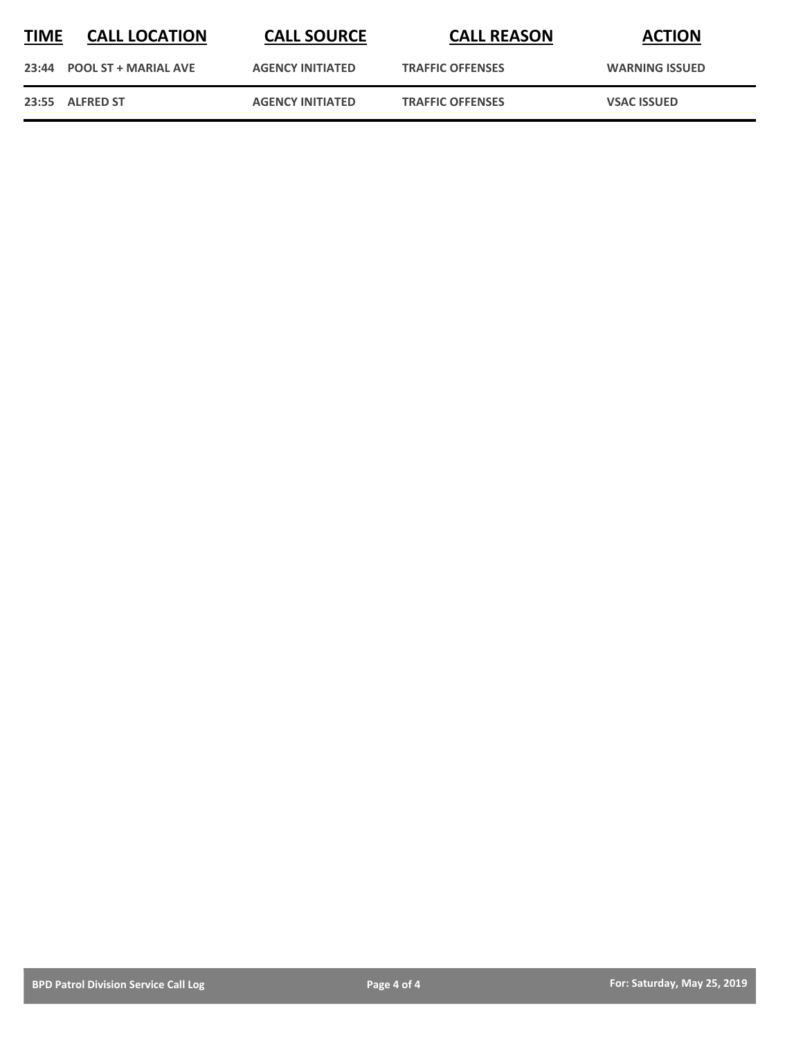| TIME | CALL LOCATION | CALL SOURCE | CALL REASON | ACTION |
|---|---|---|---|---|
| 23:44 | POOL ST + MARIAL AVE | AGENCY INITIATED | TRAFFIC OFFENSES | WARNING ISSUED |
| 23:55 | ALFRED ST | AGENCY INITIATED | TRAFFIC OFFENSES | VSAC ISSUED |